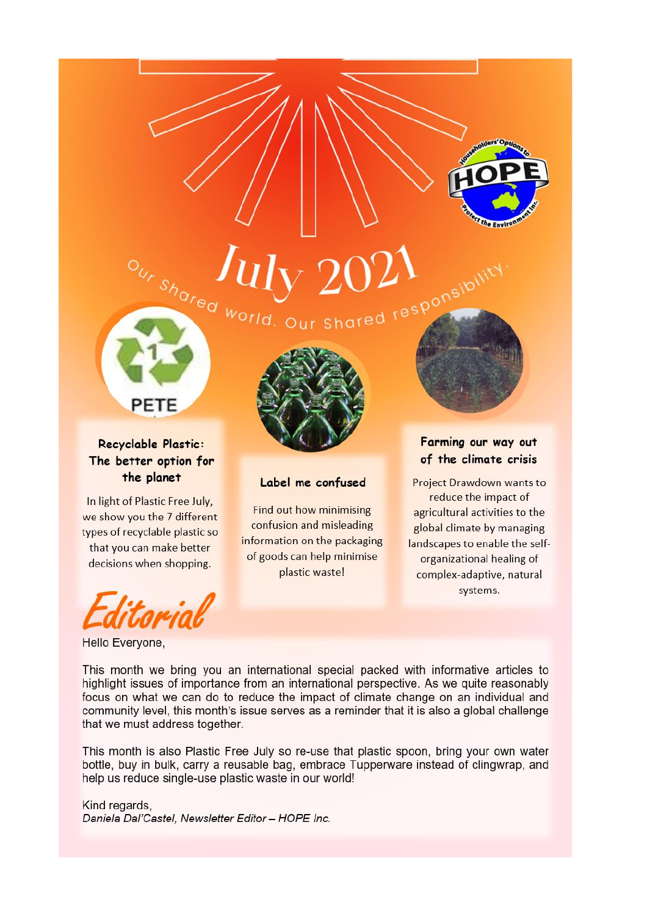# July 2021

Our Shared world. Our Shared responsibility.

PETE

### Recyclable Plastic: The better option for the planet

In light of Plastic Free July, we show you the 7 different types of recyclable plastic so that you can make better decisions when shopping.

### Label me confused

Find out how minimising confusion and misleading information on the packaging of goods can help minimise plastic waste!

### Farming our way out of the climate crisis

Project Drawdown wants to reduce the impact of agricultural activities to the global climate by managing landscapes to enable the self-organizational healing of complex-adaptive, natural systems.

## Editorial

Hello Everyone,

This month we bring you an international special packed with informative articles to highlight issues of importance from an international perspective. As we quite reasonably focus on what we can do to reduce the impact of climate change on an individual and community level, this month's issue serves as a reminder that it is also a global challenge that we must address together.

This month is also Plastic Free July so re-use that plastic spoon, bring your own water bottle, buy in bulk, carry a reusable bag, embrace Tupperware instead of clingwrap, and help us reduce single-use plastic waste in our world!

Kind regards,
*Daniela Dal'Castel, Newsletter Editor – HOPE Inc.*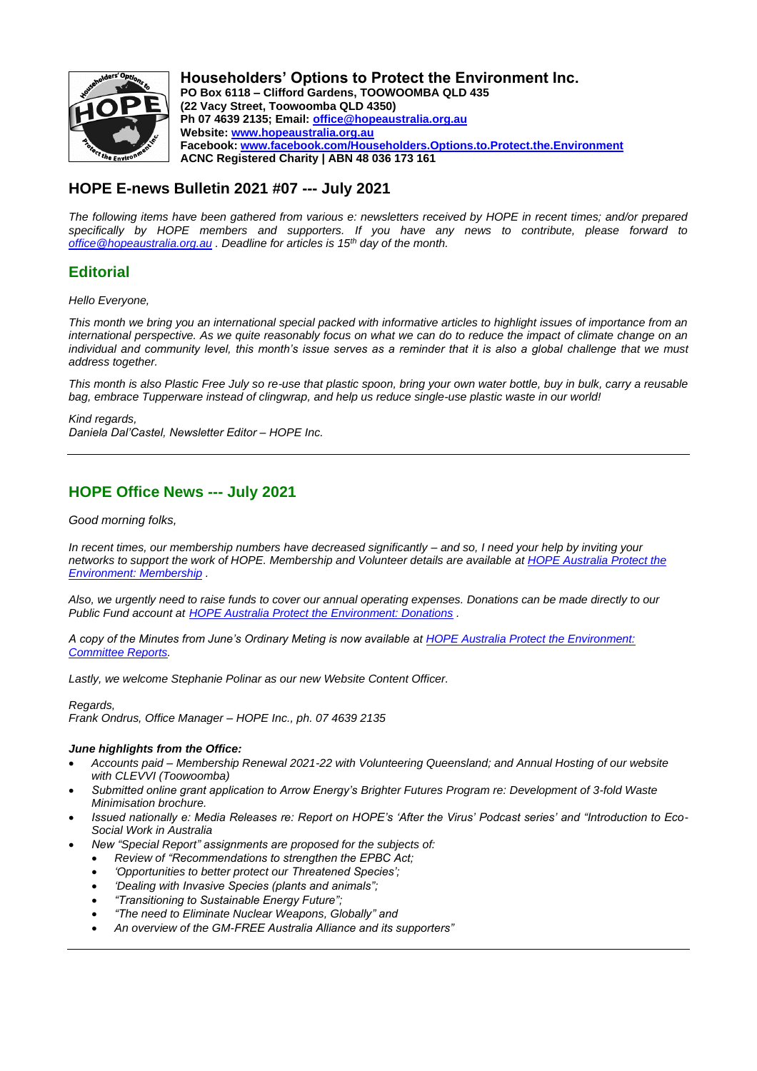**Householders' Options to Protect the Environment Inc.**
**PO Box 6118 – Clifford Gardens, TOOWOOMBA QLD 435**
**(22 Vacy Street, Toowoomba QLD 4350)**
**Ph 07 4639 2135; Email: office@hopeaustralia.org.au**
**Website: www.hopeaustralia.org.au**
**Facebook: www.facebook.com/Householders.Options.to.Protect.the.Environment**
**ACNC Registered Charity | ABN 48 036 173 161**

## HOPE E-news Bulletin 2021 #07 --- July 2021

*The following items have been gathered from various e: newsletters received by HOPE in recent times; and/or prepared specifically by HOPE members and supporters. If you have any news to contribute, please forward to office@hopeaustralia.org.au . Deadline for articles is 15th day of the month.*

## Editorial

*Hello Everyone,*

*This month we bring you an international special packed with informative articles to highlight issues of importance from an international perspective. As we quite reasonably focus on what we can do to reduce the impact of climate change on an individual and community level, this month's issue serves as a reminder that it is also a global challenge that we must address together.*

*This month is also Plastic Free July so re-use that plastic spoon, bring your own water bottle, buy in bulk, carry a reusable bag, embrace Tupperware instead of clingwrap, and help us reduce single-use plastic waste in our world!*

*Kind regards,*
*Daniela Dal'Castel, Newsletter Editor – HOPE Inc.*

---

## HOPE Office News --- July 2021

*Good morning folks,*

*In recent times, our membership numbers have decreased significantly – and so, I need your help by inviting your networks to support the work of HOPE. Membership and Volunteer details are available at HOPE Australia Protect the Environment: Membership .*

*Also, we urgently need to raise funds to cover our annual operating expenses. Donations can be made directly to our Public Fund account at HOPE Australia Protect the Environment: Donations .*

*A copy of the Minutes from June's Ordinary Meting is now available at HOPE Australia Protect the Environment: Committee Reports.*

*Lastly, we welcome Stephanie Polinar as our new Website Content Officer.*

*Regards,*
*Frank Ondrus, Office Manager – HOPE Inc., ph. 07 4639 2135*

***June highlights from the Office:***

- *Accounts paid – Membership Renewal 2021-22 with Volunteering Queensland; and Annual Hosting of our website with CLEVVI (Toowoomba)*
- *Submitted online grant application to Arrow Energy's Brighter Futures Program re: Development of 3-fold Waste Minimisation brochure.*
- *Issued nationally e: Media Releases re: Report on HOPE's 'After the Virus' Podcast series' and "Introduction to Eco-Social Work in Australia*
- *New "Special Report" assignments are proposed for the subjects of:*
  - *Review of "Recommendations to strengthen the EPBC Act;*
  - *'Opportunities to better protect our Threatened Species';*
  - *'Dealing with Invasive Species (plants and animals";*
  - *"Transitioning to Sustainable Energy Future";*
  - *"The need to Eliminate Nuclear Weapons, Globally" and*
  - *An overview of the GM-FREE Australia Alliance and its supporters"*

---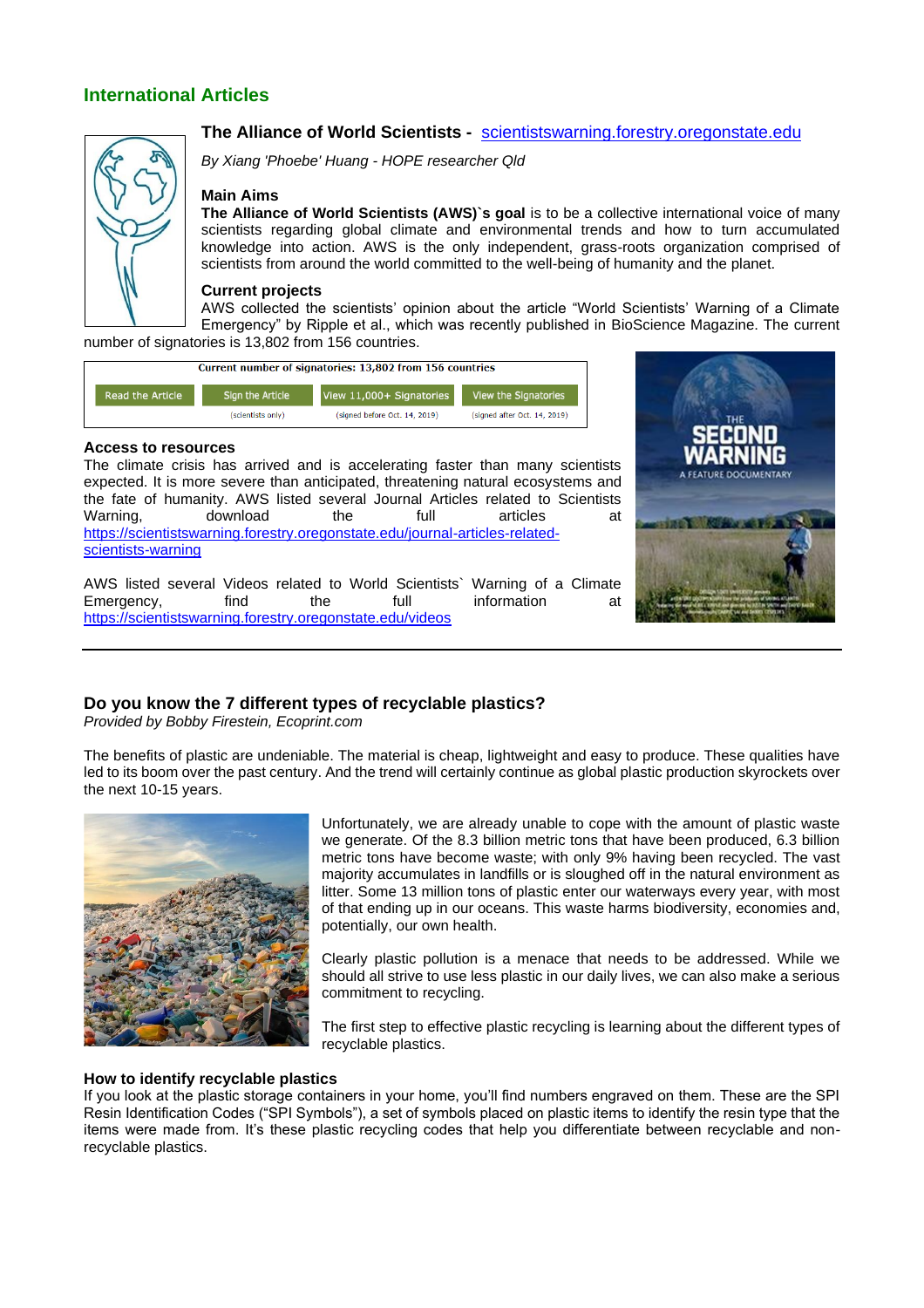## International Articles

### The Alliance of World Scientists - scientistswarning.forestry.oregonstate.edu

*By Xiang 'Phoebe' Huang - HOPE researcher Qld*

**Main Aims**

**The Alliance of World Scientists (AWS)`s goal** is to be a collective international voice of many scientists regarding global climate and environmental trends and how to turn accumulated knowledge into action. AWS is the only independent, grass-roots organization comprised of scientists from around the world committed to the well-being of humanity and the planet.

**Current projects**

AWS collected the scientists' opinion about the article "World Scientists' Warning of a Climate Emergency" by Ripple et al., which was recently published in BioScience Magazine. The current number of signatories is 13,802 from 156 countries.

| Current number of signatories: 13,802 from 156 countries | | | |
|---|---|---|---|
| Read the Article | Sign the Article | View 11,000+ Signatories | View the Signatories |
| | (scientists only) | (signed before Oct. 14, 2019) | (signed after Oct. 14, 2019) |

**Access to resources**

The climate crisis has arrived and is accelerating faster than many scientists expected. It is more severe than anticipated, threatening natural ecosystems and the fate of humanity. AWS listed several Journal Articles related to Scientists Warning, download the full articles at https://scientistswarning.forestry.oregonstate.edu/journal-articles-related-scientists-warning

AWS listed several Videos related to World Scientists` Warning of a Climate Emergency, find the full information at https://scientistswarning.forestry.oregonstate.edu/videos

---

### Do you know the 7 different types of recyclable plastics?

*Provided by Bobby Firestein, Ecoprint.com*

The benefits of plastic are undeniable. The material is cheap, lightweight and easy to produce. These qualities have led to its boom over the past century. And the trend will certainly continue as global plastic production skyrockets over the next 10-15 years.

Unfortunately, we are already unable to cope with the amount of plastic waste we generate. Of the 8.3 billion metric tons that have been produced, 6.3 billion metric tons have become waste; with only 9% having been recycled. The vast majority accumulates in landfills or is sloughed off in the natural environment as litter. Some 13 million tons of plastic enter our waterways every year, with most of that ending up in our oceans. This waste harms biodiversity, economies and, potentially, our own health.

Clearly plastic pollution is a menace that needs to be addressed. While we should all strive to use less plastic in our daily lives, we can also make a serious commitment to recycling.

The first step to effective plastic recycling is learning about the different types of recyclable plastics.

**How to identify recyclable plastics**

If you look at the plastic storage containers in your home, you'll find numbers engraved on them. These are the SPI Resin Identification Codes ("SPI Symbols"), a set of symbols placed on plastic items to identify the resin type that the items were made from. It's these plastic recycling codes that help you differentiate between recyclable and non-recyclable plastics.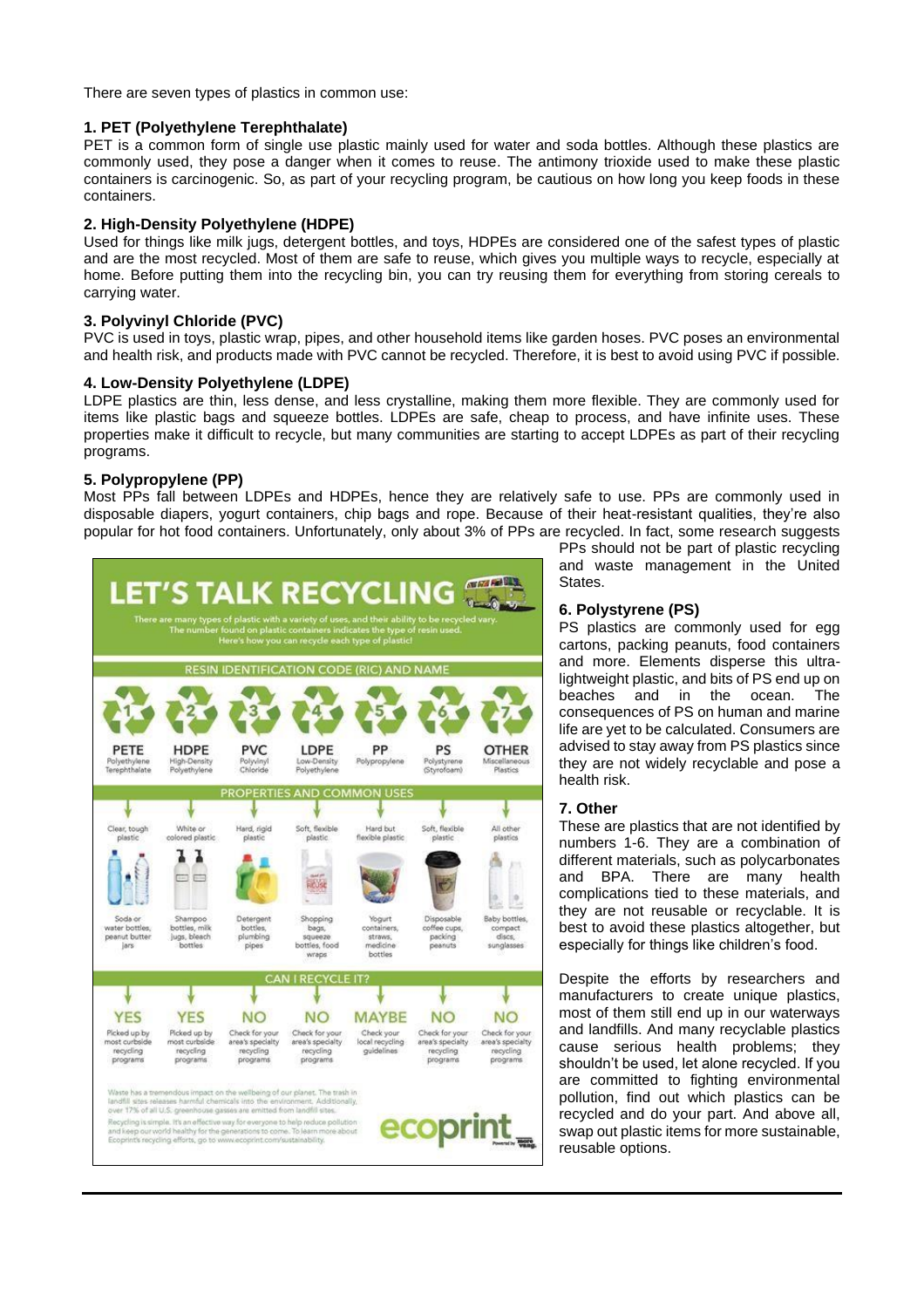There are seven types of plastics in common use:

### 1. PET (Polyethylene Terephthalate)

PET is a common form of single use plastic mainly used for water and soda bottles. Although these plastics are commonly used, they pose a danger when it comes to reuse. The antimony trioxide used to make these plastic containers is carcinogenic. So, as part of your recycling program, be cautious on how long you keep foods in these containers.

### 2. High-Density Polyethylene (HDPE)

Used for things like milk jugs, detergent bottles, and toys, HDPEs are considered one of the safest types of plastic and are the most recycled. Most of them are safe to reuse, which gives you multiple ways to recycle, especially at home. Before putting them into the recycling bin, you can try reusing them for everything from storing cereals to carrying water.

### 3. Polyvinyl Chloride (PVC)

PVC is used in toys, plastic wrap, pipes, and other household items like garden hoses. PVC poses an environmental and health risk, and products made with PVC cannot be recycled. Therefore, it is best to avoid using PVC if possible.

### 4. Low-Density Polyethylene (LDPE)

LDPE plastics are thin, less dense, and less crystalline, making them more flexible. They are commonly used for items like plastic bags and squeeze bottles. LDPEs are safe, cheap to process, and have infinite uses. These properties make it difficult to recycle, but many communities are starting to accept LDPEs as part of their recycling programs.

### 5. Polypropylene (PP)

Most PPs fall between LDPEs and HDPEs, hence they are relatively safe to use. PPs are commonly used in disposable diapers, yogurt containers, chip bags and rope. Because of their heat-resistant qualities, they're also popular for hot food containers. Unfortunately, only about 3% of PPs are recycled. In fact, some research suggests PPs should not be part of plastic recycling and waste management in the United States.

**LET'S TALK RECYCLING**

There are many types of plastic with a variety of uses, and their ability to be recycled vary. The number found on plastic containers indicates the type of resin used. Here's how you can recycle each type of plastic!

| Resin Identification Code (RIC) and Name | Properties | Common Uses | Can I Recycle It? |
|---|---|---|---|
| 1 PETE Polyethylene Terephthalate | Clear, tough plastic | Soda or water bottles, peanut butter jars | YES – Picked up by most curbside recycling programs |
| 2 HDPE High-Density Polyethylene | White or colored plastic | Shampoo bottles, milk jugs, bleach bottles | YES – Picked up by most curbside recycling programs |
| 3 PVC Polyvinyl Chloride | Hard, rigid plastic | Detergent bottles, plumbing pipes | NO – Check for your area's specialty recycling programs |
| 4 LDPE Low-Density Polyethylene | Soft, flexible plastic | Shopping bags, squeeze bottles, food wraps | NO – Check for your area's specialty recycling programs |
| 5 PP Polypropylene | Hard but flexible plastic | Yogurt containers, straws, medicine bottles | MAYBE – Check your local recycling guidelines |
| 6 PS Polystyrene (Styrofoam) | Soft, flexible plastic | Disposable coffee cups, packing peanuts | NO – Check for your area's specialty recycling programs |
| 7 OTHER Miscellaneous Plastics | All other plastics | Baby bottles, compact discs, sunglasses | NO – Check for your area's specialty recycling programs |

Waste has a tremendous impact on the wellbeing of our planet. The trash in landfill sites releases harmful chemicals into the environment. Additionally, over 17% of all U.S. greenhouse gasses are emitted from landfill sites.

Recycling is simple. It's an effective way for everyone to help reduce pollution and keep our world healthy for the generations to come. To learn more about Ecoprint's recycling efforts, go to www.ecoprint.com/sustainability.

ecoprint

### 6. Polystyrene (PS)

PS plastics are commonly used for egg cartons, packing peanuts, food containers and more. Elements disperse this ultra-lightweight plastic, and bits of PS end up on beaches and in the ocean. The consequences of PS on human and marine life are yet to be calculated. Consumers are advised to stay away from PS plastics since they are not widely recyclable and pose a health risk.

### 7. Other

These are plastics that are not identified by numbers 1-6. They are a combination of different materials, such as polycarbonates and BPA. There are many health complications tied to these materials, and they are not reusable or recyclable. It is best to avoid these plastics altogether, but especially for things like children's food.

Despite the efforts by researchers and manufacturers to create unique plastics, most of them still end up in our waterways and landfills. And many recyclable plastics cause serious health problems; they shouldn't be used, let alone recycled. If you are committed to fighting environmental pollution, find out which plastics can be recycled and do your part. And above all, swap out plastic items for more sustainable, reusable options.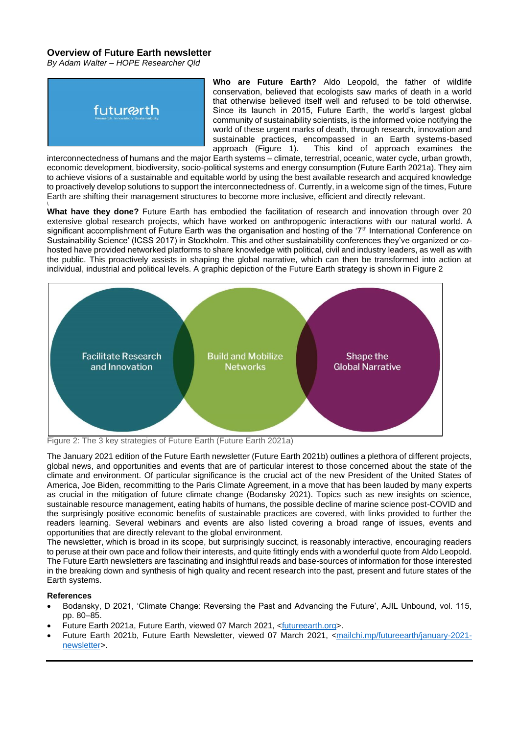## Overview of Future Earth newsletter

*By Adam Walter – HOPE Researcher Qld*

**Who are Future Earth?** Aldo Leopold, the father of wildlife conservation, believed that ecologists saw marks of death in a world that otherwise believed itself well and refused to be told otherwise. Since its launch in 2015, Future Earth, the world's largest global community of sustainability scientists, is the informed voice notifying the world of these urgent marks of death, through research, innovation and sustainable practices, encompassed in an Earth systems-based approach (Figure 1). This kind of approach examines the interconnectedness of humans and the major Earth systems – climate, terrestrial, oceanic, water cycle, urban growth, economic development, biodiversity, socio-political systems and energy consumption (Future Earth 2021a). They aim to achieve visions of a sustainable and equitable world by using the best available research and acquired knowledge to proactively develop solutions to support the interconnectedness of. Currently, in a welcome sign of the times, Future Earth are shifting their management structures to become more inclusive, efficient and directly relevant.

**What have they done?** Future Earth has embodied the facilitation of research and innovation through over 20 extensive global research projects, which have worked on anthropogenic interactions with our natural world. A significant accomplishment of Future Earth was the organisation and hosting of the '7th International Conference on Sustainability Science' (ICSS 2017) in Stockholm. This and other sustainability conferences they've organized or co-hosted have provided networked platforms to share knowledge with political, civil and industry leaders, as well as with the public. This proactively assists in shaping the global narrative, which can then be transformed into action at individual, industrial and political levels. A graphic depiction of the Future Earth strategy is shown in Figure 2

Figure 2: The 3 key strategies of Future Earth (Future Earth 2021a)

The January 2021 edition of the Future Earth newsletter (Future Earth 2021b) outlines a plethora of different projects, global news, and opportunities and events that are of particular interest to those concerned about the state of the climate and environment. Of particular significance is the crucial act of the new President of the United States of America, Joe Biden, recommitting to the Paris Climate Agreement, in a move that has been lauded by many experts as crucial in the mitigation of future climate change (Bodansky 2021). Topics such as new insights on science, sustainable resource management, eating habits of humans, the possible decline of marine science post-COVID and the surprisingly positive economic benefits of sustainable practices are covered, with links provided to further the readers learning. Several webinars and events are also listed covering a broad range of issues, events and opportunities that are directly relevant to the global environment.

The newsletter, which is broad in its scope, but surprisingly succinct, is reasonably interactive, encouraging readers to peruse at their own pace and follow their interests, and quite fittingly ends with a wonderful quote from Aldo Leopold. The Future Earth newsletters are fascinating and insightful reads and base-sources of information for those interested in the breaking down and synthesis of high quality and recent research into the past, present and future states of the Earth systems.

### References

- Bodansky, D 2021, 'Climate Change: Reversing the Past and Advancing the Future', AJIL Unbound, vol. 115, pp. 80–85.
- Future Earth 2021a, Future Earth, viewed 07 March 2021, <futureearth.org>.
- Future Earth 2021b, Future Earth Newsletter, viewed 07 March 2021, <mailchi.mp/futureearth/january-2021-newsletter>.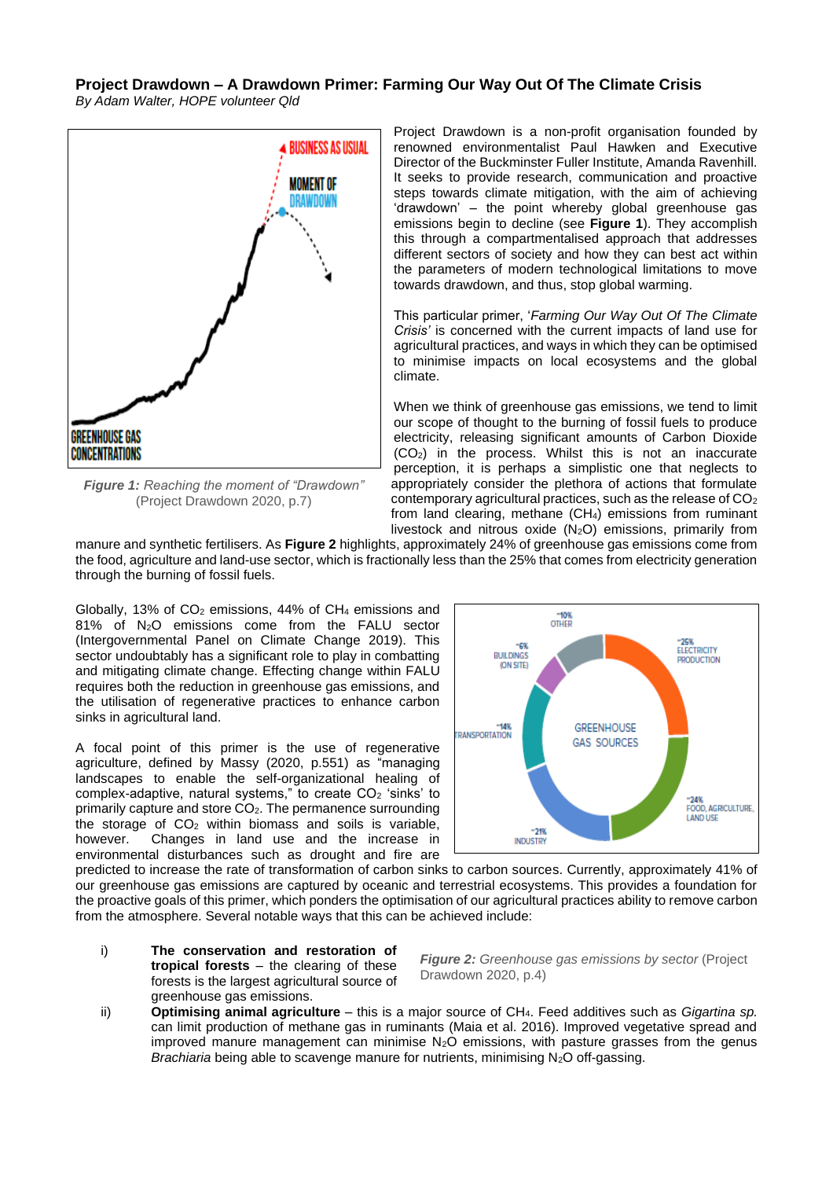**Project Drawdown – A Drawdown Primer: Farming Our Way Out Of The Climate Crisis**

*By Adam Walter, HOPE volunteer Qld*

*Figure 1: Reaching the moment of "Drawdown"* (Project Drawdown 2020, p.7)

Project Drawdown is a non-profit organisation founded by renowned environmentalist Paul Hawken and Executive Director of the Buckminster Fuller Institute, Amanda Ravenhill. It seeks to provide research, communication and proactive steps towards climate mitigation, with the aim of achieving 'drawdown' – the point whereby global greenhouse gas emissions begin to decline (see **Figure 1**). They accomplish this through a compartmentalised approach that addresses different sectors of society and how they can best act within the parameters of modern technological limitations to move towards drawdown, and thus, stop global warming.

This particular primer, '*Farming Our Way Out Of The Climate Crisis*' is concerned with the current impacts of land use for agricultural practices, and ways in which they can be optimised to minimise impacts on local ecosystems and the global climate.

When we think of greenhouse gas emissions, we tend to limit our scope of thought to the burning of fossil fuels to produce electricity, releasing significant amounts of Carbon Dioxide ($CO_2$) in the process. Whilst this is not an inaccurate perception, it is perhaps a simplistic one that neglects to appropriately consider the plethora of actions that formulate contemporary agricultural practices, such as the release of $CO_2$ from land clearing, methane ($CH_4$) emissions from ruminant livestock and nitrous oxide ($N_2O$) emissions, primarily from manure and synthetic fertilisers. As **Figure 2** highlights, approximately 24% of greenhouse gas emissions come from the food, agriculture and land-use sector, which is fractionally less than the 25% that comes from electricity generation through the burning of fossil fuels.

Globally, 13% of $CO_2$ emissions, 44% of $CH_4$ emissions and 81% of $N_2O$ emissions come from the FALU sector (Intergovernmental Panel on Climate Change 2019). This sector undoubtably has a significant role to play in combatting and mitigating climate change. Effecting change within FALU requires both the reduction in greenhouse gas emissions, and the utilisation of regenerative practices to enhance carbon sinks in agricultural land.

A focal point of this primer is the use of regenerative agriculture, defined by Massy (2020, p.551) as "managing landscapes to enable the self-organizational healing of complex-adaptive, natural systems," to create $CO_2$ 'sinks' to primarily capture and store $CO_2$. The permanence surrounding the storage of $CO_2$ within biomass and soils is variable, however. Changes in land use and the increase in environmental disturbances such as drought and fire are predicted to increase the rate of transformation of carbon sinks to carbon sources. Currently, approximately 41% of our greenhouse gas emissions are captured by oceanic and terrestrial ecosystems. This provides a foundation for the proactive goals of this primer, which ponders the optimisation of our agricultural practices ability to remove carbon from the atmosphere. Several notable ways that this can be achieved include:

*Figure 2: Greenhouse gas emissions by sector* (Project Drawdown 2020, p.4)

i) **The conservation and restoration of tropical forests** – the clearing of these forests is the largest agricultural source of greenhouse gas emissions.

ii) **Optimising animal agriculture** – this is a major source of $CH_4$. Feed additives such as *Gigartina sp.* can limit production of methane gas in ruminants (Maia et al. 2016). Improved vegetative spread and improved manure management can minimise $N_2O$ emissions, with pasture grasses from the genus *Brachiaria* being able to scavenge manure for nutrients, minimising $N_2O$ off-gassing.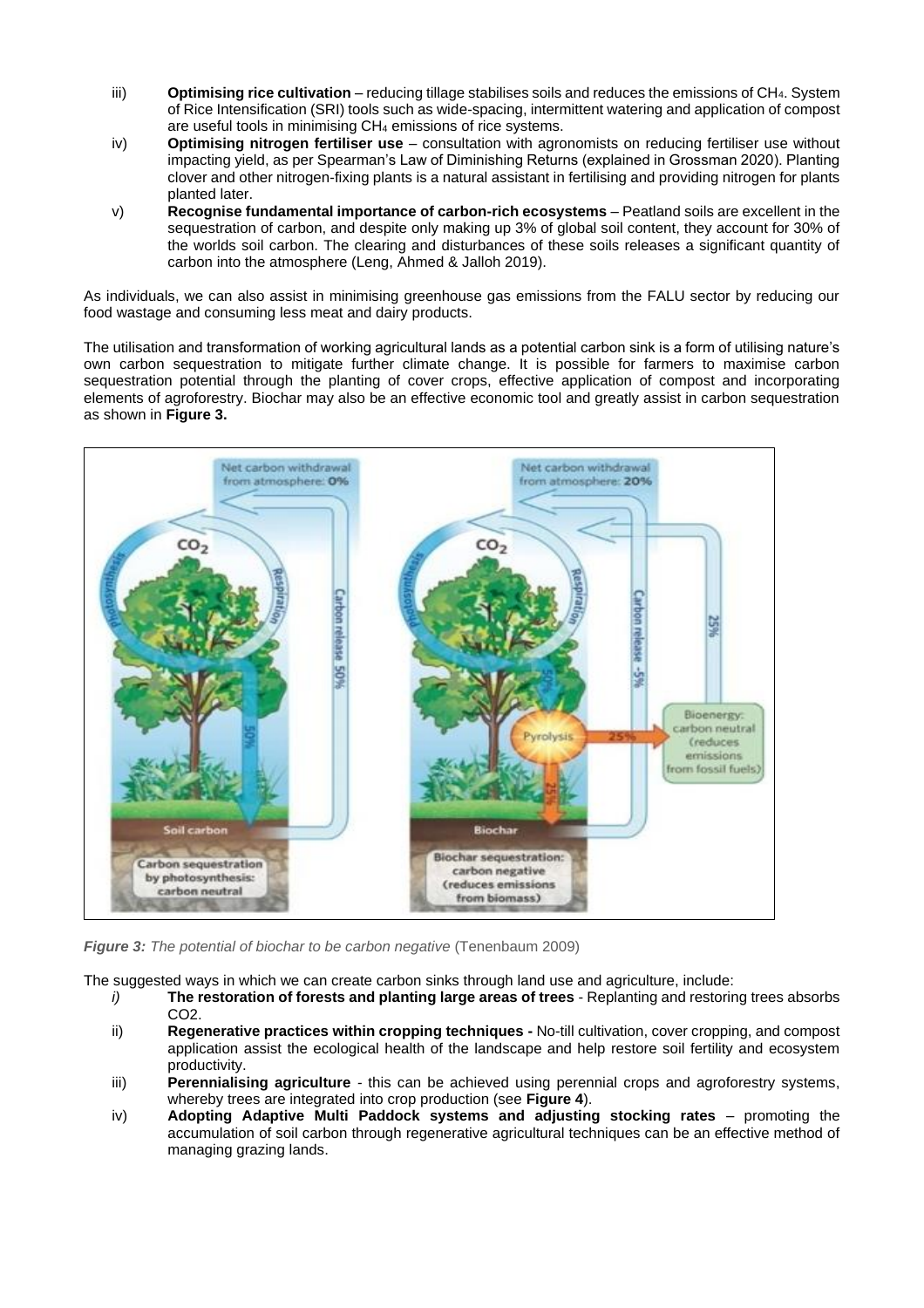iii) **Optimising rice cultivation** – reducing tillage stabilises soils and reduces the emissions of $CH_4$. System of Rice Intensification (SRI) tools such as wide-spacing, intermittent watering and application of compost are useful tools in minimising $CH_4$ emissions of rice systems.

iv) **Optimising nitrogen fertiliser use** – consultation with agronomists on reducing fertiliser use without impacting yield, as per Spearman's Law of Diminishing Returns (explained in Grossman 2020). Planting clover and other nitrogen-fixing plants is a natural assistant in fertilising and providing nitrogen for plants planted later.

v) **Recognise fundamental importance of carbon-rich ecosystems** – Peatland soils are excellent in the sequestration of carbon, and despite only making up 3% of global soil content, they account for 30% of the worlds soil carbon. The clearing and disturbances of these soils releases a significant quantity of carbon into the atmosphere (Leng, Ahmed & Jalloh 2019).

As individuals, we can also assist in minimising greenhouse gas emissions from the FALU sector by reducing our food wastage and consuming less meat and dairy products.

The utilisation and transformation of working agricultural lands as a potential carbon sink is a form of utilising nature's own carbon sequestration to mitigate further climate change. It is possible for farmers to maximise carbon sequestration potential through the planting of cover crops, effective application of compost and incorporating elements of agroforestry. Biochar may also be an effective economic tool and greatly assist in carbon sequestration as shown in **Figure 3.**

***Figure 3:*** *The potential of biochar to be carbon negative* (Tenenbaum 2009)

The suggested ways in which we can create carbon sinks through land use and agriculture, include:

*i)* **The restoration of forests and planting large areas of trees** - Replanting and restoring trees absorbs $CO_2$.

ii) **Regenerative practices within cropping techniques -** No-till cultivation, cover cropping, and compost application assist the ecological health of the landscape and help restore soil fertility and ecosystem productivity.

iii) **Perennialising agriculture** - this can be achieved using perennial crops and agroforestry systems, whereby trees are integrated into crop production (see **Figure 4**).

iv) **Adopting Adaptive Multi Paddock systems and adjusting stocking rates** – promoting the accumulation of soil carbon through regenerative agricultural techniques can be an effective method of managing grazing lands.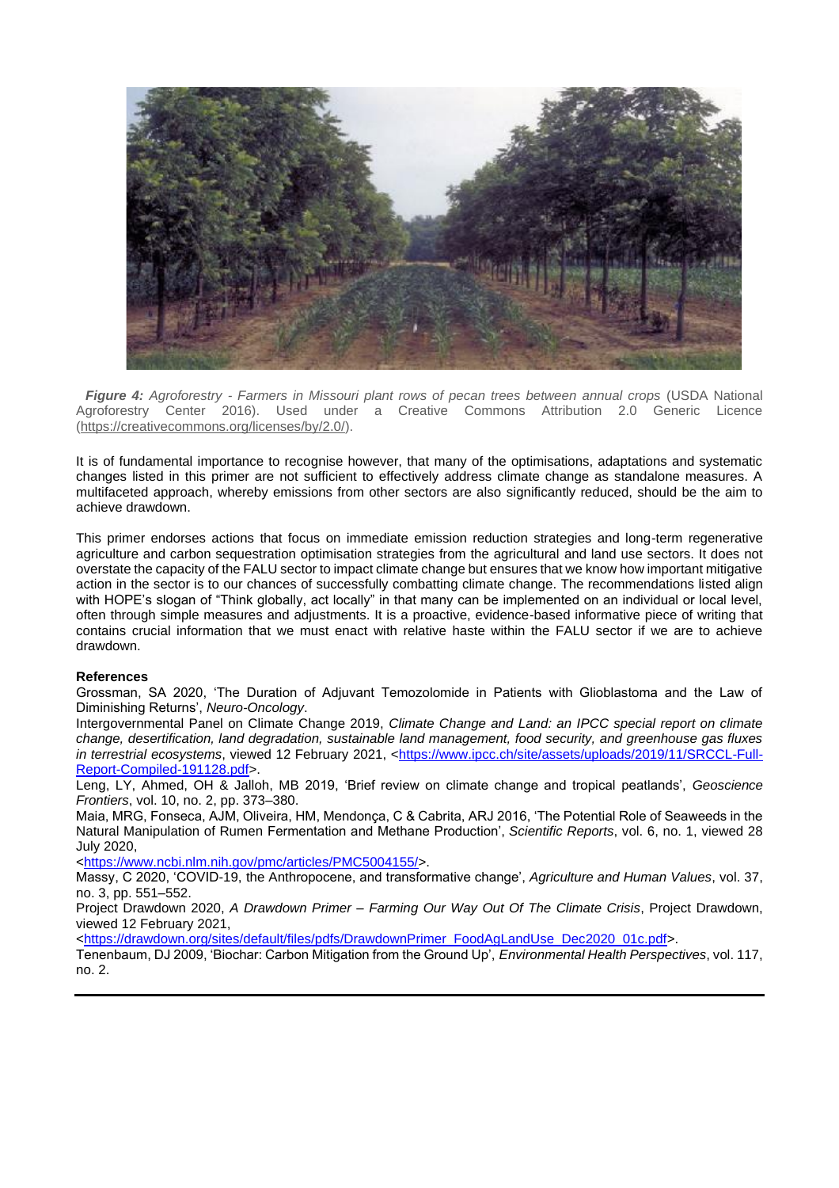***Figure 4:*** *Agroforestry - Farmers in Missouri plant rows of pecan trees between annual crops* (USDA National Agroforestry Center 2016). Used under a Creative Commons Attribution 2.0 Generic Licence (https://creativecommons.org/licenses/by/2.0/).

It is of fundamental importance to recognise however, that many of the optimisations, adaptations and systematic changes listed in this primer are not sufficient to effectively address climate change as standalone measures. A multifaceted approach, whereby emissions from other sectors are also significantly reduced, should be the aim to achieve drawdown.

This primer endorses actions that focus on immediate emission reduction strategies and long-term regenerative agriculture and carbon sequestration optimisation strategies from the agricultural and land use sectors. It does not overstate the capacity of the FALU sector to impact climate change but ensures that we know how important mitigative action in the sector is to our chances of successfully combatting climate change. The recommendations listed align with HOPE's slogan of "Think globally, act locally" in that many can be implemented on an individual or local level, often through simple measures and adjustments. It is a proactive, evidence-based informative piece of writing that contains crucial information that we must enact with relative haste within the FALU sector if we are to achieve drawdown.

**References**

Grossman, SA 2020, 'The Duration of Adjuvant Temozolomide in Patients with Glioblastoma and the Law of Diminishing Returns', *Neuro-Oncology*.

Intergovernmental Panel on Climate Change 2019, *Climate Change and Land: an IPCC special report on climate change, desertification, land degradation, sustainable land management, food security, and greenhouse gas fluxes in terrestrial ecosystems*, viewed 12 February 2021, <https://www.ipcc.ch/site/assets/uploads/2019/11/SRCCL-Full-Report-Compiled-191128.pdf>.

Leng, LY, Ahmed, OH & Jalloh, MB 2019, 'Brief review on climate change and tropical peatlands', *Geoscience Frontiers*, vol. 10, no. 2, pp. 373–380.

Maia, MRG, Fonseca, AJM, Oliveira, HM, Mendonça, C & Cabrita, ARJ 2016, 'The Potential Role of Seaweeds in the Natural Manipulation of Rumen Fermentation and Methane Production', *Scientific Reports*, vol. 6, no. 1, viewed 28 July 2020, <https://www.ncbi.nlm.nih.gov/pmc/articles/PMC5004155/>.

Massy, C 2020, 'COVID-19, the Anthropocene, and transformative change', *Agriculture and Human Values*, vol. 37, no. 3, pp. 551–552.

Project Drawdown 2020, *A Drawdown Primer – Farming Our Way Out Of The Climate Crisis*, Project Drawdown, viewed 12 February 2021, <https://drawdown.org/sites/default/files/pdfs/DrawdownPrimer_FoodAgLandUse_Dec2020_01c.pdf>.

Tenenbaum, DJ 2009, 'Biochar: Carbon Mitigation from the Ground Up', *Environmental Health Perspectives*, vol. 117, no. 2.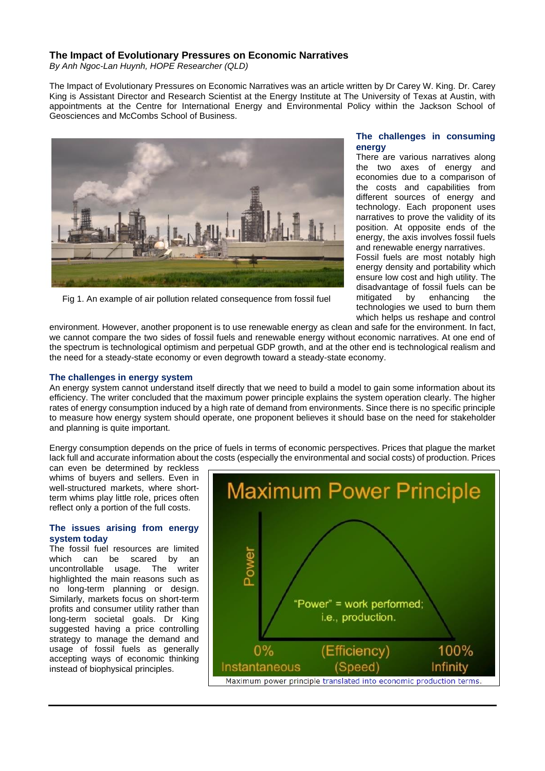## The Impact of Evolutionary Pressures on Economic Narratives

*By Anh Ngoc-Lan Huynh, HOPE Researcher (QLD)*

The Impact of Evolutionary Pressures on Economic Narratives was an article written by Dr Carey W. King. Dr. Carey King is Assistant Director and Research Scientist at the Energy Institute at The University of Texas at Austin, with appointments at the Centre for International Energy and Environmental Policy within the Jackson School of Geosciences and McCombs School of Business.

Fig 1. An example of air pollution related consequence from fossil fuel

### The challenges in consuming energy

There are various narratives along the two axes of energy and economies due to a comparison of the costs and capabilities from different sources of energy and technology. Each proponent uses narratives to prove the validity of its position. At opposite ends of the energy, the axis involves fossil fuels and renewable energy narratives.

Fossil fuels are most notably high energy density and portability which ensure low cost and high utility. The disadvantage of fossil fuels can be mitigated by enhancing the technologies we used to burn them which helps us reshape and control environment. However, another proponent is to use renewable energy as clean and safe for the environment. In fact, we cannot compare the two sides of fossil fuels and renewable energy without economic narratives. At one end of the spectrum is technological optimism and perpetual GDP growth, and at the other end is technological realism and the need for a steady-state economy or even degrowth toward a steady-state economy.

### The challenges in energy system

An energy system cannot understand itself directly that we need to build a model to gain some information about its efficiency. The writer concluded that the maximum power principle explains the system operation clearly. The higher rates of energy consumption induced by a high rate of demand from environments. Since there is no specific principle to measure how energy system should operate, one proponent believes it should base on the need for stakeholder and planning is quite important.

Energy consumption depends on the price of fuels in terms of economic perspectives. Prices that plague the market lack full and accurate information about the costs (especially the environmental and social costs) of production. Prices can even be determined by reckless whims of buyers and sellers. Even in well-structured markets, where short-term whims play little role, prices often reflect only a portion of the full costs.

### The issues arising from energy system today

The fossil fuel resources are limited which can be scared by an uncontrollable usage. The writer highlighted the main reasons such as no long-term planning or design. Similarly, markets focus on short-term profits and consumer utility rather than long-term societal goals. Dr King suggested having a price controlling strategy to manage the demand and usage of fossil fuels as generally accepting ways of economic thinking instead of biophysical principles.

Maximum power principle translated into economic production terms.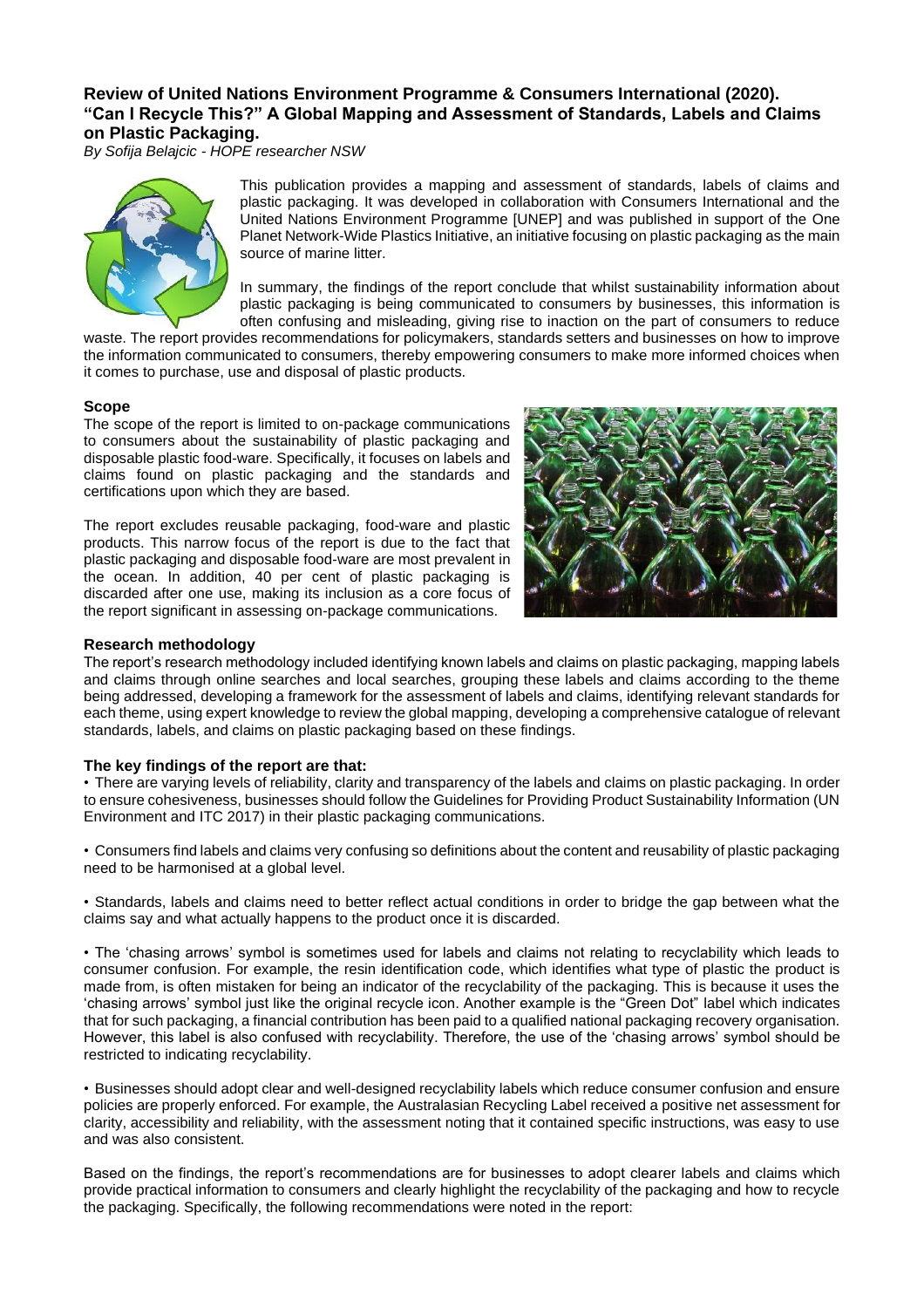## Review of United Nations Environment Programme & Consumers International (2020). "Can I Recycle This?" A Global Mapping and Assessment of Standards, Labels and Claims on Plastic Packaging.

*By Sofija Belajcic - HOPE researcher NSW*

This publication provides a mapping and assessment of standards, labels of claims and plastic packaging. It was developed in collaboration with Consumers International and the United Nations Environment Programme [UNEP] and was published in support of the One Planet Network-Wide Plastics Initiative, an initiative focusing on plastic packaging as the main source of marine litter.

In summary, the findings of the report conclude that whilst sustainability information about plastic packaging is being communicated to consumers by businesses, this information is often confusing and misleading, giving rise to inaction on the part of consumers to reduce waste. The report provides recommendations for policymakers, standards setters and businesses on how to improve the information communicated to consumers, thereby empowering consumers to make more informed choices when it comes to purchase, use and disposal of plastic products.

### Scope

The scope of the report is limited to on-package communications to consumers about the sustainability of plastic packaging and disposable plastic food-ware. Specifically, it focuses on labels and claims found on plastic packaging and the standards and certifications upon which they are based.

The report excludes reusable packaging, food-ware and plastic products. This narrow focus of the report is due to the fact that plastic packaging and disposable food-ware are most prevalent in the ocean. In addition, 40 per cent of plastic packaging is discarded after one use, making its inclusion as a core focus of the report significant in assessing on-package communications.

### Research methodology

The report's research methodology included identifying known labels and claims on plastic packaging, mapping labels and claims through online searches and local searches, grouping these labels and claims according to the theme being addressed, developing a framework for the assessment of labels and claims, identifying relevant standards for each theme, using expert knowledge to review the global mapping, developing a comprehensive catalogue of relevant standards, labels, and claims on plastic packaging based on these findings.

### The key findings of the report are that:

- There are varying levels of reliability, clarity and transparency of the labels and claims on plastic packaging. In order to ensure cohesiveness, businesses should follow the Guidelines for Providing Product Sustainability Information (UN Environment and ITC 2017) in their plastic packaging communications.

- Consumers find labels and claims very confusing so definitions about the content and reusability of plastic packaging need to be harmonised at a global level.

- Standards, labels and claims need to better reflect actual conditions in order to bridge the gap between what the claims say and what actually happens to the product once it is discarded.

- The 'chasing arrows' symbol is sometimes used for labels and claims not relating to recyclability which leads to consumer confusion. For example, the resin identification code, which identifies what type of plastic the product is made from, is often mistaken for being an indicator of the recyclability of the packaging. This is because it uses the 'chasing arrows' symbol just like the original recycle icon. Another example is the "Green Dot" label which indicates that for such packaging, a financial contribution has been paid to a qualified national packaging recovery organisation. However, this label is also confused with recyclability. Therefore, the use of the 'chasing arrows' symbol should be restricted to indicating recyclability.

- Businesses should adopt clear and well-designed recyclability labels which reduce consumer confusion and ensure policies are properly enforced. For example, the Australasian Recycling Label received a positive net assessment for clarity, accessibility and reliability, with the assessment noting that it contained specific instructions, was easy to use and was also consistent.

Based on the findings, the report's recommendations are for businesses to adopt clearer labels and claims which provide practical information to consumers and clearly highlight the recyclability of the packaging and how to recycle the packaging. Specifically, the following recommendations were noted in the report: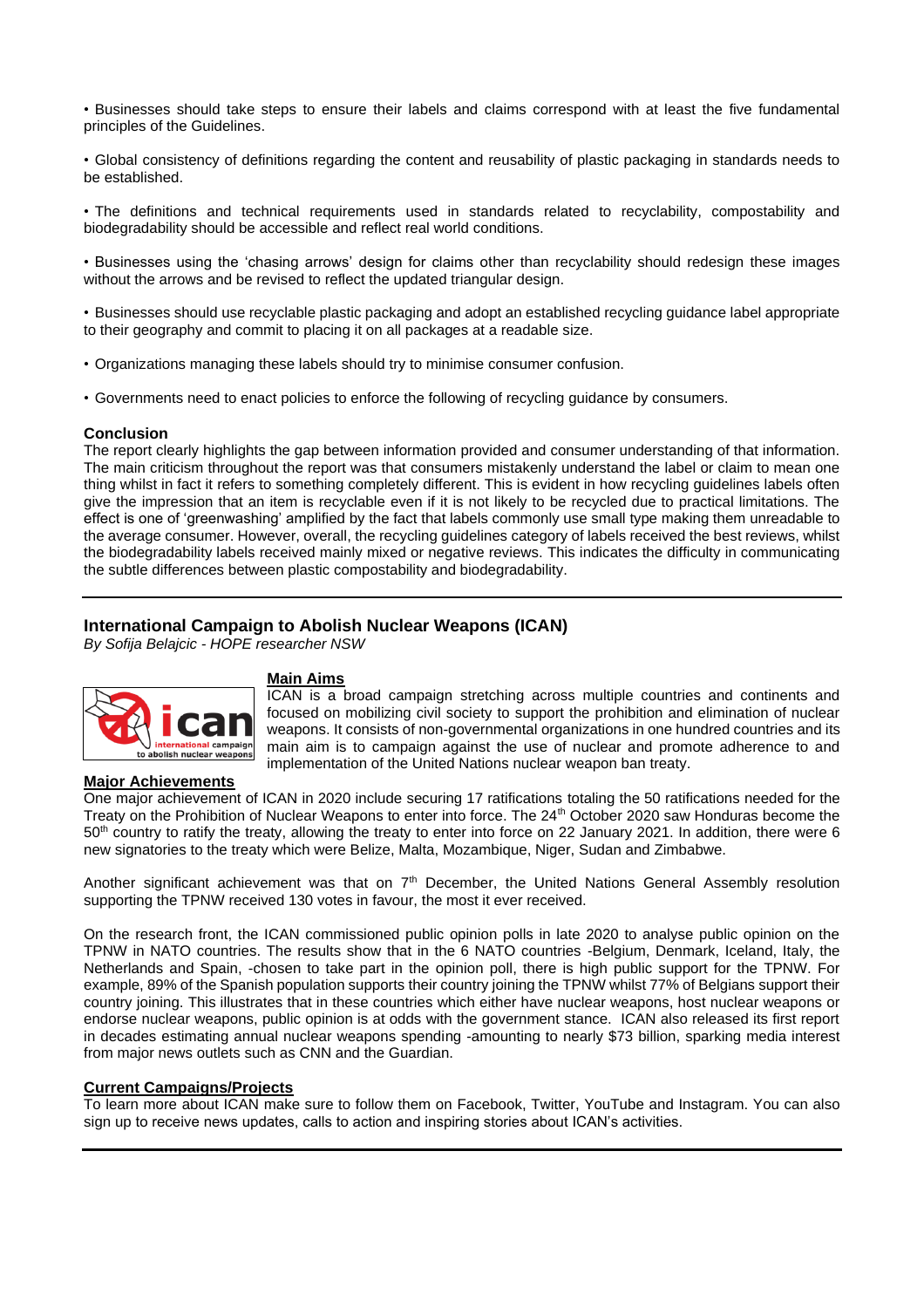• Businesses should take steps to ensure their labels and claims correspond with at least the five fundamental principles of the Guidelines.

• Global consistency of definitions regarding the content and reusability of plastic packaging in standards needs to be established.

• The definitions and technical requirements used in standards related to recyclability, compostability and biodegradability should be accessible and reflect real world conditions.

• Businesses using the 'chasing arrows' design for claims other than recyclability should redesign these images without the arrows and be revised to reflect the updated triangular design.

• Businesses should use recyclable plastic packaging and adopt an established recycling guidance label appropriate to their geography and commit to placing it on all packages at a readable size.

• Organizations managing these labels should try to minimise consumer confusion.

• Governments need to enact policies to enforce the following of recycling guidance by consumers.

**Conclusion**

The report clearly highlights the gap between information provided and consumer understanding of that information. The main criticism throughout the report was that consumers mistakenly understand the label or claim to mean one thing whilst in fact it refers to something completely different. This is evident in how recycling guidelines labels often give the impression that an item is recyclable even if it is not likely to be recycled due to practical limitations. The effect is one of 'greenwashing' amplified by the fact that labels commonly use small type making them unreadable to the average consumer. However, overall, the recycling guidelines category of labels received the best reviews, whilst the biodegradability labels received mainly mixed or negative reviews. This indicates the difficulty in communicating the subtle differences between plastic compostability and biodegradability.

---

## International Campaign to Abolish Nuclear Weapons (ICAN)

*By Sofija Belajcic - HOPE researcher NSW*

### Main Aims

ICAN is a broad campaign stretching across multiple countries and continents and focused on mobilizing civil society to support the prohibition and elimination of nuclear weapons. It consists of non-governmental organizations in one hundred countries and its main aim is to campaign against the use of nuclear and promote adherence to and implementation of the United Nations nuclear weapon ban treaty.

### Major Achievements

One major achievement of ICAN in 2020 include securing 17 ratifications totaling the 50 ratifications needed for the Treaty on the Prohibition of Nuclear Weapons to enter into force. The 24th October 2020 saw Honduras become the 50th country to ratify the treaty, allowing the treaty to enter into force on 22 January 2021. In addition, there were 6 new signatories to the treaty which were Belize, Malta, Mozambique, Niger, Sudan and Zimbabwe.

Another significant achievement was that on 7th December, the United Nations General Assembly resolution supporting the TPNW received 130 votes in favour, the most it ever received.

On the research front, the ICAN commissioned public opinion polls in late 2020 to analyse public opinion on the TPNW in NATO countries. The results show that in the 6 NATO countries -Belgium, Denmark, Iceland, Italy, the Netherlands and Spain, -chosen to take part in the opinion poll, there is high public support for the TPNW. For example, 89% of the Spanish population supports their country joining the TPNW whilst 77% of Belgians support their country joining. This illustrates that in these countries which either have nuclear weapons, host nuclear weapons or endorse nuclear weapons, public opinion is at odds with the government stance. ICAN also released its first report in decades estimating annual nuclear weapons spending -amounting to nearly $73 billion, sparking media interest from major news outlets such as CNN and the Guardian.

### Current Campaigns/Projects

To learn more about ICAN make sure to follow them on Facebook, Twitter, YouTube and Instagram. You can also sign up to receive news updates, calls to action and inspiring stories about ICAN's activities.